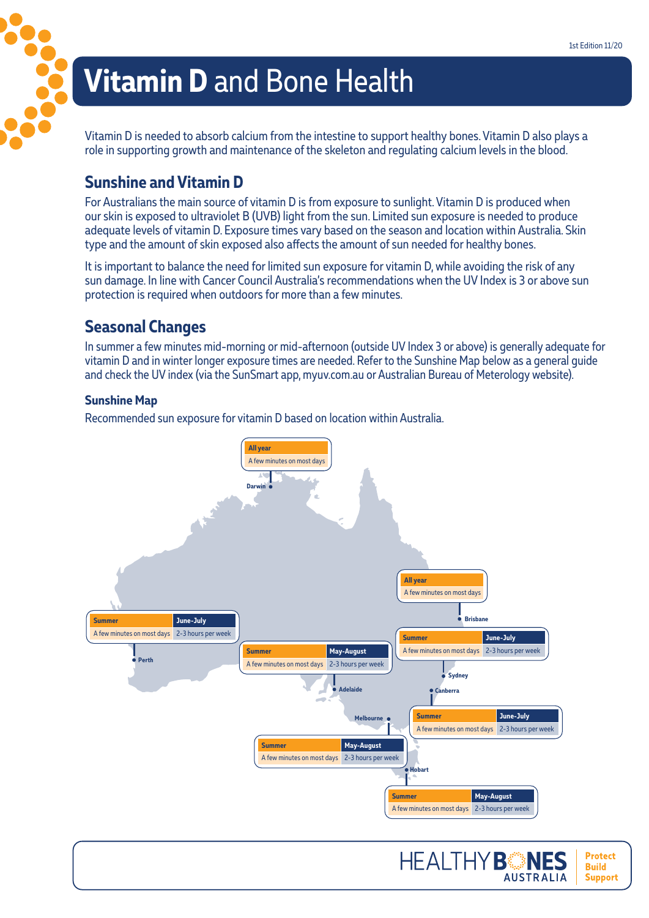# **Vitamin D** and Bone Health

Vitamin D is needed to absorb calcium from the intestine to support healthy bones. Vitamin D also plays a role in supporting growth and maintenance of the skeleton and regulating calcium levels in the blood.

## Sunshine and Vitamin D

For Australians the main source of vitamin D is from exposure to sunlight. Vitamin D is produced when our skin is exposed to ultraviolet B (UVB) light from the sun. Limited sun exposure is needed to produce adequate levels of vitamin D. Exposure times vary based on the season and location within Australia. Skin type and the amount of skin exposed also affects the amount of sun needed for healthy bones.

It is important to balance the need for limited sun exposure for vitamin D, while avoiding the risk of any sun damage. In line with Cancer Council Australia's recommendations when the UV Index is 3 or above sun protection is required when outdoors for more than a few minutes.

## Seasonal Changes

In summer a few minutes mid-morning or mid-afternoon (outside UV Index 3 or above) is generally adequate for vitamin D and in winter longer exposure times are needed. Refer to the Sunshine Map below as a general guide and check the UV index (via the SunSmart app, myuv.com.au or Australian Bureau of Meterology website).

### Sunshine Map

Recommended sun exposure for vitamin D based on location within Australia.

| Location | All year | Summer | Winter |
| --- | --- | --- | --- |
| Darwin | A few minutes on most days | | |
| Brisbane | A few minutes on most days | | |
| Perth | | A few minutes on most days | June-July: 2-3 hours per week |
| Adelaide | | A few minutes on most days | May-August: 2-3 hours per week |
| Sydney | | A few minutes on most days | June-July: 2-3 hours per week |
| Canberra | | A few minutes on most days | June-July: 2-3 hours per week |
| Melbourne | | A few minutes on most days | May-August: 2-3 hours per week |
| Hobart | | A few minutes on most days | May-August: 2-3 hours per week |

HEALTHY BONES AUSTRALIA — Protect Build Support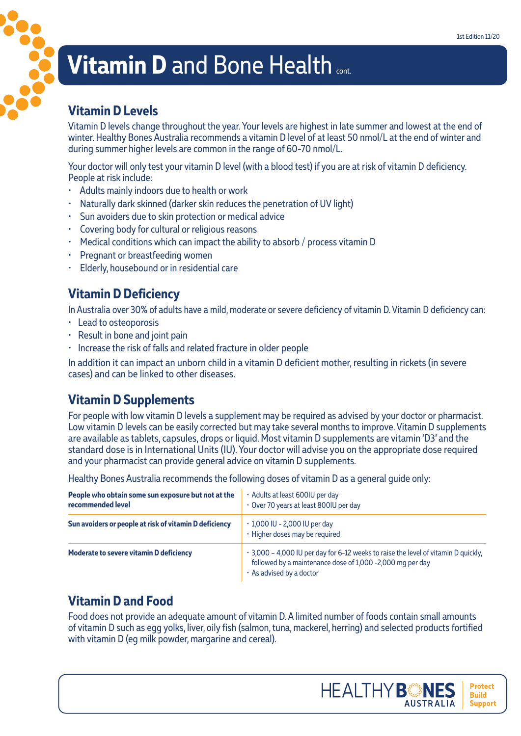# **Vitamin D** and Bone Health cont.

## Vitamin D Levels

Vitamin D levels change throughout the year. Your levels are highest in late summer and lowest at the end of winter. Healthy Bones Australia recommends a vitamin D level of at least 50 nmol/L at the end of winter and during summer higher levels are common in the range of 60-70 nmol/L.

Your doctor will only test your vitamin D level (with a blood test) if you are at risk of vitamin D deficiency. People at risk include:

- Adults mainly indoors due to health or work
- Naturally dark skinned (darker skin reduces the penetration of UV light)
- Sun avoiders due to skin protection or medical advice
- Covering body for cultural or religious reasons
- Medical conditions which can impact the ability to absorb / process vitamin D
- Pregnant or breastfeeding women
- Elderly, housebound or in residential care

## Vitamin D Deficiency

In Australia over 30% of adults have a mild, moderate or severe deficiency of vitamin D. Vitamin D deficiency can:

- Lead to osteoporosis
- Result in bone and joint pain
- Increase the risk of falls and related fracture in older people

In addition it can impact an unborn child in a vitamin D deficient mother, resulting in rickets (in severe cases) and can be linked to other diseases.

## Vitamin D Supplements

For people with low vitamin D levels a supplement may be required as advised by your doctor or pharmacist. Low vitamin D levels can be easily corrected but may take several months to improve. Vitamin D supplements are available as tablets, capsules, drops or liquid. Most vitamin D supplements are vitamin 'D3' and the standard dose is in International Units (IU). Your doctor will advise you on the appropriate dose required and your pharmacist can provide general advice on vitamin D supplements.

Healthy Bones Australia recommends the following doses of vitamin D as a general guide only:

| | |
|---|---|
| **People who obtain some sun exposure but not at the recommended level** | • Adults at least 600IU per day<br>• Over 70 years at least 800IU per day |
| **Sun avoiders or people at risk of vitamin D deficiency** | • 1,000 IU - 2,000 IU per day<br>• Higher doses may be required |
| **Moderate to severe vitamin D deficiency** | • 3,000 – 4,000 IU per day for 6-12 weeks to raise the level of vitamin D quickly, followed by a maintenance dose of 1,000 -2,000 mg per day<br>• As advised by a doctor |

## Vitamin D and Food

Food does not provide an adequate amount of vitamin D. A limited number of foods contain small amounts of vitamin D such as egg yolks, liver, oily fish (salmon, tuna, mackerel, herring) and selected products fortified with vitamin D (eg milk powder, margarine and cereal).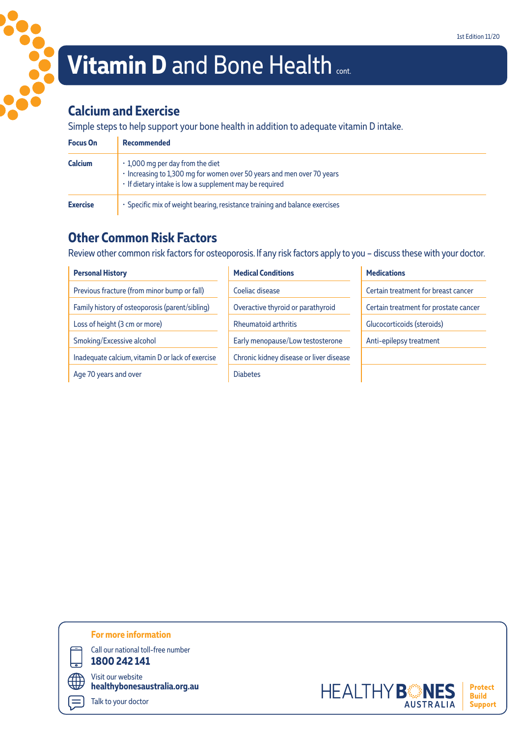# Vitamin D and Bone Health cont.

## Calcium and Exercise

Simple steps to help support your bone health in addition to adequate vitamin D intake.

| Focus On | Recommended |
|---|---|
| **Calcium** | · 1,000 mg per day from the diet<br>· Increasing to 1,300 mg for women over 50 years and men over 70 years<br>· If dietary intake is low a supplement may be required |
| **Exercise** | · Specific mix of weight bearing, resistance training and balance exercises |

## Other Common Risk Factors

Review other common risk factors for osteoporosis. If any risk factors apply to you – discuss these with your doctor.

| Personal History | Medical Conditions | Medications |
|---|---|---|
| Previous fracture (from minor bump or fall) | Coeliac disease | Certain treatment for breast cancer |
| Family history of osteoporosis (parent/sibling) | Overactive thyroid or parathyroid | Certain treatment for prostate cancer |
| Loss of height (3 cm or more) | Rheumatoid arthritis | Glucocorticoids (steroids) |
| Smoking/Excessive alcohol | Early menopause/Low testosterone | Anti-epilepsy treatment |
| Inadequate calcium, vitamin D or lack of exercise | Chronic kidney disease or liver disease | |
| Age 70 years and over | Diabetes | |

**For more information**

Call our national toll-free number
**1800 242 141**

Visit our website
**healthybonesaustralia.org.au**

Talk to your doctor

HEALTHY BONES AUSTRALIA

Protect
Build
Support